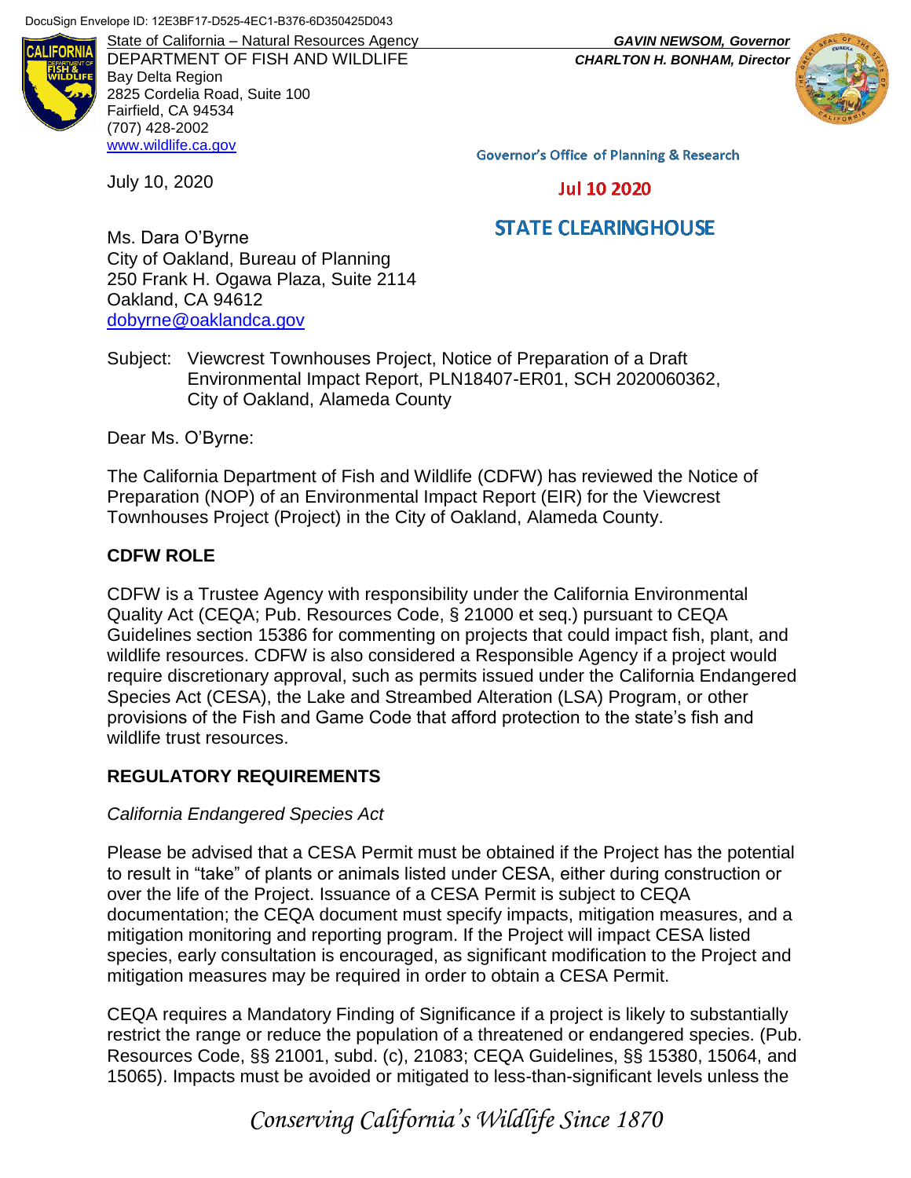DocuSign Envelope ID: 12E3BF17-D525-4EC1-B376-6D350425D043

State of California – Natural Resources Agency
DEPARTMENT OF FISH AND WILDLIFE
Bay Delta Region
2825 Cordelia Road, Suite 100
Fairfield, CA 94534
(707) 428-2002
www.wildlife.ca.gov

***GAVIN NEWSOM, Governor***
***CHARLTON H. BONHAM, Director***

Governor's Office of Planning & Research

Jul 10 2020

STATE CLEARINGHOUSE

July 10, 2020

Ms. Dara O'Byrne
City of Oakland, Bureau of Planning
250 Frank H. Ogawa Plaza, Suite 2114
Oakland, CA 94612
dobyrne@oaklandca.gov

Subject: Viewcrest Townhouses Project, Notice of Preparation of a Draft Environmental Impact Report, PLN18407-ER01, SCH 2020060362, City of Oakland, Alameda County

Dear Ms. O'Byrne:

The California Department of Fish and Wildlife (CDFW) has reviewed the Notice of Preparation (NOP) of an Environmental Impact Report (EIR) for the Viewcrest Townhouses Project (Project) in the City of Oakland, Alameda County.

**CDFW ROLE**

CDFW is a Trustee Agency with responsibility under the California Environmental Quality Act (CEQA; Pub. Resources Code, § 21000 et seq.) pursuant to CEQA Guidelines section 15386 for commenting on projects that could impact fish, plant, and wildlife resources. CDFW is also considered a Responsible Agency if a project would require discretionary approval, such as permits issued under the California Endangered Species Act (CESA), the Lake and Streambed Alteration (LSA) Program, or other provisions of the Fish and Game Code that afford protection to the state's fish and wildlife trust resources.

**REGULATORY REQUIREMENTS**

*California Endangered Species Act*

Please be advised that a CESA Permit must be obtained if the Project has the potential to result in "take" of plants or animals listed under CESA, either during construction or over the life of the Project. Issuance of a CESA Permit is subject to CEQA documentation; the CEQA document must specify impacts, mitigation measures, and a mitigation monitoring and reporting program. If the Project will impact CESA listed species, early consultation is encouraged, as significant modification to the Project and mitigation measures may be required in order to obtain a CESA Permit.

CEQA requires a Mandatory Finding of Significance if a project is likely to substantially restrict the range or reduce the population of a threatened or endangered species. (Pub. Resources Code, §§ 21001, subd. (c), 21083; CEQA Guidelines, §§ 15380, 15064, and 15065). Impacts must be avoided or mitigated to less-than-significant levels unless the

*Conserving California's Wildlife Since 1870*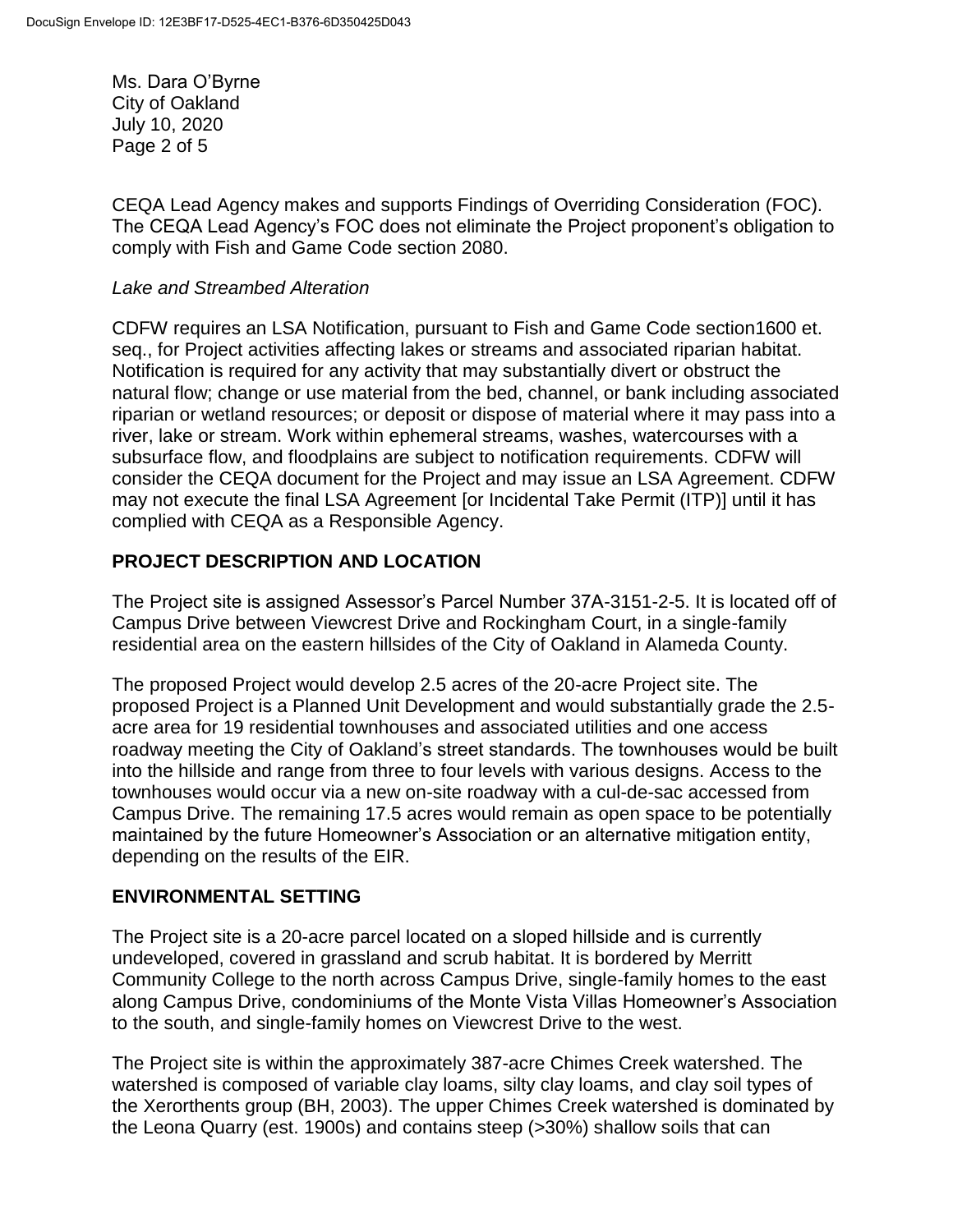CEQA Lead Agency makes and supports Findings of Overriding Consideration (FOC). The CEQA Lead Agency's FOC does not eliminate the Project proponent's obligation to comply with Fish and Game Code section 2080.

*Lake and Streambed Alteration*

CDFW requires an LSA Notification, pursuant to Fish and Game Code section1600 et. seq., for Project activities affecting lakes or streams and associated riparian habitat. Notification is required for any activity that may substantially divert or obstruct the natural flow; change or use material from the bed, channel, or bank including associated riparian or wetland resources; or deposit or dispose of material where it may pass into a river, lake or stream. Work within ephemeral streams, washes, watercourses with a subsurface flow, and floodplains are subject to notification requirements. CDFW will consider the CEQA document for the Project and may issue an LSA Agreement. CDFW may not execute the final LSA Agreement [or Incidental Take Permit (ITP)] until it has complied with CEQA as a Responsible Agency.

## PROJECT DESCRIPTION AND LOCATION

The Project site is assigned Assessor's Parcel Number 37A-3151-2-5. It is located off of Campus Drive between Viewcrest Drive and Rockingham Court, in a single-family residential area on the eastern hillsides of the City of Oakland in Alameda County.

The proposed Project would develop 2.5 acres of the 20-acre Project site. The proposed Project is a Planned Unit Development and would substantially grade the 2.5-acre area for 19 residential townhouses and associated utilities and one access roadway meeting the City of Oakland's street standards. The townhouses would be built into the hillside and range from three to four levels with various designs. Access to the townhouses would occur via a new on-site roadway with a cul-de-sac accessed from Campus Drive. The remaining 17.5 acres would remain as open space to be potentially maintained by the future Homeowner's Association or an alternative mitigation entity, depending on the results of the EIR.

## ENVIRONMENTAL SETTING

The Project site is a 20-acre parcel located on a sloped hillside and is currently undeveloped, covered in grassland and scrub habitat. It is bordered by Merritt Community College to the north across Campus Drive, single-family homes to the east along Campus Drive, condominiums of the Monte Vista Villas Homeowner's Association to the south, and single-family homes on Viewcrest Drive to the west.

The Project site is within the approximately 387-acre Chimes Creek watershed. The watershed is composed of variable clay loams, silty clay loams, and clay soil types of the Xerorthents group (BH, 2003). The upper Chimes Creek watershed is dominated by the Leona Quarry (est. 1900s) and contains steep (>30%) shallow soils that can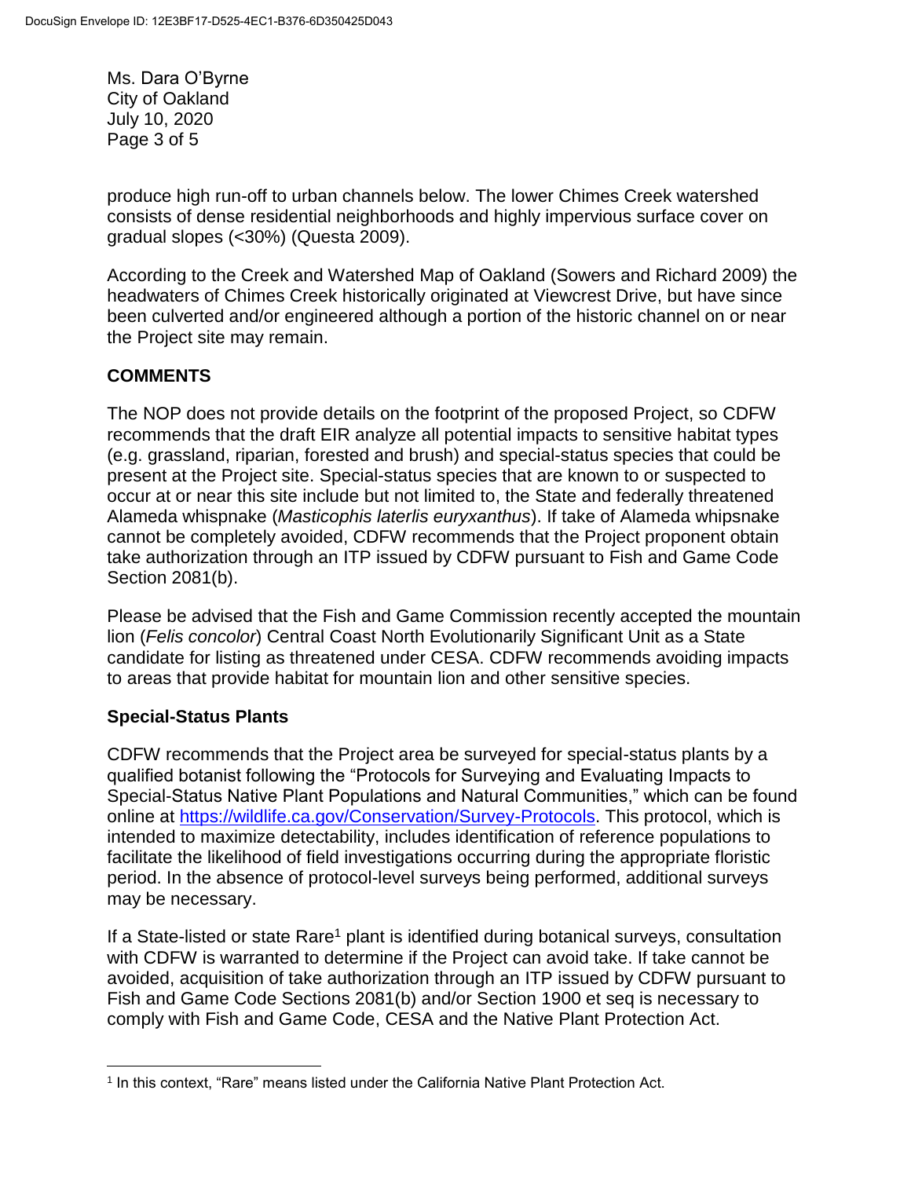produce high run-off to urban channels below. The lower Chimes Creek watershed consists of dense residential neighborhoods and highly impervious surface cover on gradual slopes (<30%) (Questa 2009).

According to the Creek and Watershed Map of Oakland (Sowers and Richard 2009) the headwaters of Chimes Creek historically originated at Viewcrest Drive, but have since been culverted and/or engineered although a portion of the historic channel on or near the Project site may remain.

## COMMENTS

The NOP does not provide details on the footprint of the proposed Project, so CDFW recommends that the draft EIR analyze all potential impacts to sensitive habitat types (e.g. grassland, riparian, forested and brush) and special-status species that could be present at the Project site. Special-status species that are known to or suspected to occur at or near this site include but not limited to, the State and federally threatened Alameda whispnake (*Masticophis laterlis euryxanthus*). If take of Alameda whipsnake cannot be completely avoided, CDFW recommends that the Project proponent obtain take authorization through an ITP issued by CDFW pursuant to Fish and Game Code Section 2081(b).

Please be advised that the Fish and Game Commission recently accepted the mountain lion (*Felis concolor*) Central Coast North Evolutionarily Significant Unit as a State candidate for listing as threatened under CESA. CDFW recommends avoiding impacts to areas that provide habitat for mountain lion and other sensitive species.

### Special-Status Plants

CDFW recommends that the Project area be surveyed for special-status plants by a qualified botanist following the "Protocols for Surveying and Evaluating Impacts to Special-Status Native Plant Populations and Natural Communities," which can be found online at [https://wildlife.ca.gov/Conservation/Survey-Protocols](https://wildlife.ca.gov/Conservation/Survey-Protocols). This protocol, which is intended to maximize detectability, includes identification of reference populations to facilitate the likelihood of field investigations occurring during the appropriate floristic period. In the absence of protocol-level surveys being performed, additional surveys may be necessary.

If a State-listed or state Rare[1] plant is identified during botanical surveys, consultation with CDFW is warranted to determine if the Project can avoid take. If take cannot be avoided, acquisition of take authorization through an ITP issued by CDFW pursuant to Fish and Game Code Sections 2081(b) and/or Section 1900 et seq is necessary to comply with Fish and Game Code, CESA and the Native Plant Protection Act.

[1] In this context, "Rare" means listed under the California Native Plant Protection Act.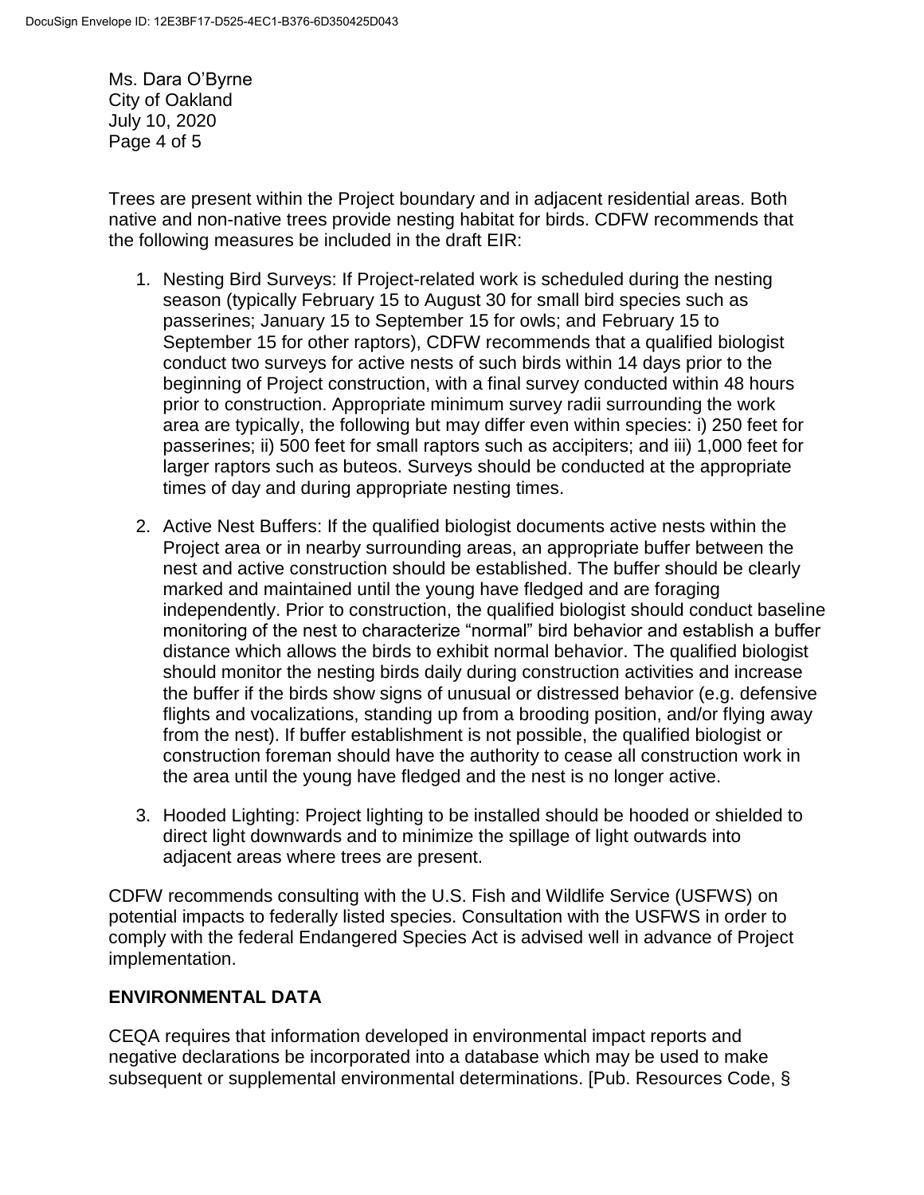Trees are present within the Project boundary and in adjacent residential areas. Both native and non-native trees provide nesting habitat for birds. CDFW recommends that the following measures be included in the draft EIR:

1. Nesting Bird Surveys: If Project-related work is scheduled during the nesting season (typically February 15 to August 30 for small bird species such as passerines; January 15 to September 15 for owls; and February 15 to September 15 for other raptors), CDFW recommends that a qualified biologist conduct two surveys for active nests of such birds within 14 days prior to the beginning of Project construction, with a final survey conducted within 48 hours prior to construction. Appropriate minimum survey radii surrounding the work area are typically, the following but may differ even within species: i) 250 feet for passerines; ii) 500 feet for small raptors such as accipiters; and iii) 1,000 feet for larger raptors such as buteos. Surveys should be conducted at the appropriate times of day and during appropriate nesting times.

2. Active Nest Buffers: If the qualified biologist documents active nests within the Project area or in nearby surrounding areas, an appropriate buffer between the nest and active construction should be established. The buffer should be clearly marked and maintained until the young have fledged and are foraging independently. Prior to construction, the qualified biologist should conduct baseline monitoring of the nest to characterize "normal" bird behavior and establish a buffer distance which allows the birds to exhibit normal behavior. The qualified biologist should monitor the nesting birds daily during construction activities and increase the buffer if the birds show signs of unusual or distressed behavior (e.g. defensive flights and vocalizations, standing up from a brooding position, and/or flying away from the nest). If buffer establishment is not possible, the qualified biologist or construction foreman should have the authority to cease all construction work in the area until the young have fledged and the nest is no longer active.

3. Hooded Lighting: Project lighting to be installed should be hooded or shielded to direct light downwards and to minimize the spillage of light outwards into adjacent areas where trees are present.

CDFW recommends consulting with the U.S. Fish and Wildlife Service (USFWS) on potential impacts to federally listed species. Consultation with the USFWS in order to comply with the federal Endangered Species Act is advised well in advance of Project implementation.

## ENVIRONMENTAL DATA

CEQA requires that information developed in environmental impact reports and negative declarations be incorporated into a database which may be used to make subsequent or supplemental environmental determinations. [Pub. Resources Code, §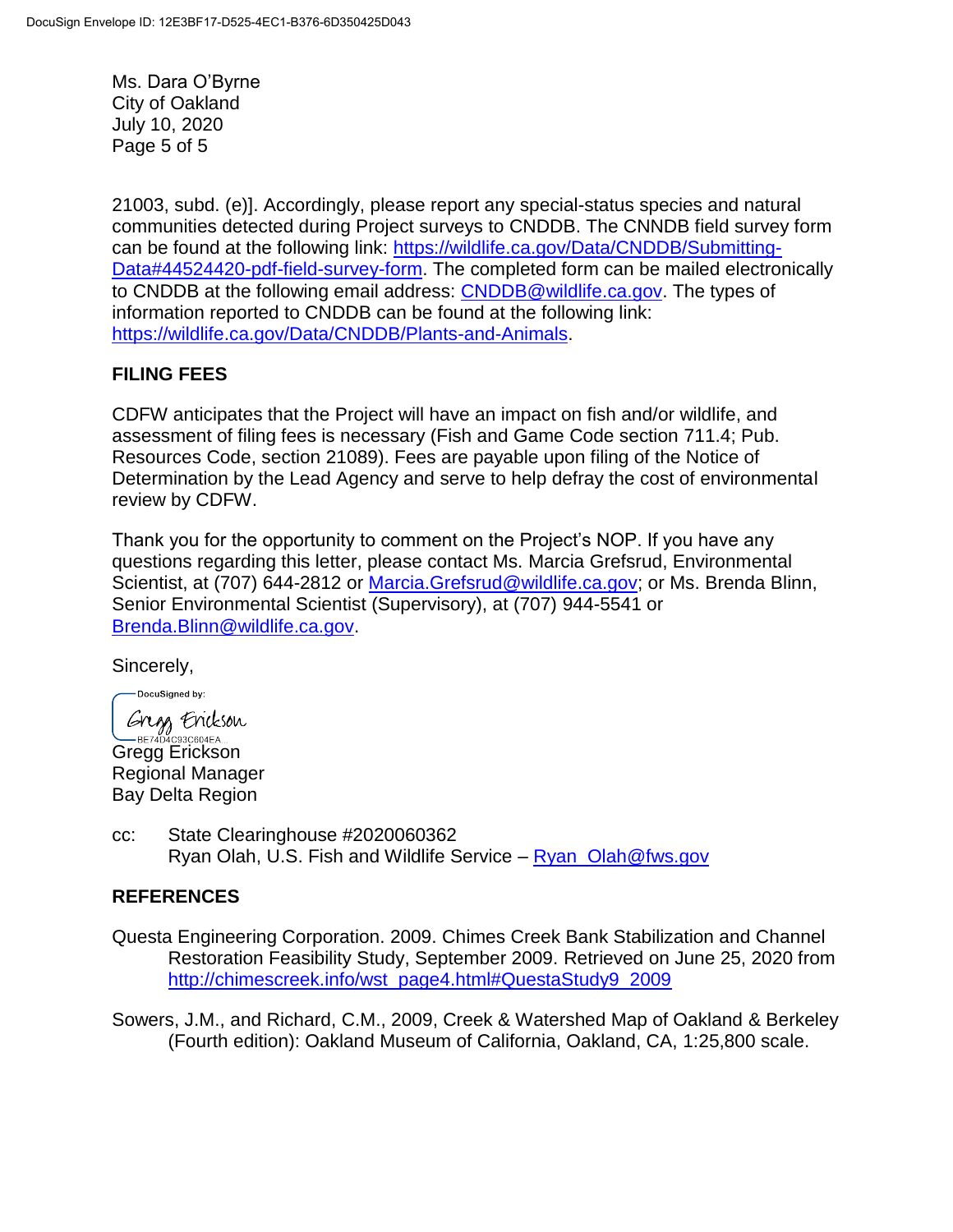21003, subd. (e)]. Accordingly, please report any special-status species and natural communities detected during Project surveys to CNDDB. The CNNDB field survey form can be found at the following link: https://wildlife.ca.gov/Data/CNDDB/Submitting-Data#44524420-pdf-field-survey-form. The completed form can be mailed electronically to CNDDB at the following email address: CNDDB@wildlife.ca.gov. The types of information reported to CNDDB can be found at the following link: https://wildlife.ca.gov/Data/CNDDB/Plants-and-Animals.

## FILING FEES

CDFW anticipates that the Project will have an impact on fish and/or wildlife, and assessment of filing fees is necessary (Fish and Game Code section 711.4; Pub. Resources Code, section 21089). Fees are payable upon filing of the Notice of Determination by the Lead Agency and serve to help defray the cost of environmental review by CDFW.

Thank you for the opportunity to comment on the Project's NOP. If you have any questions regarding this letter, please contact Ms. Marcia Grefsrud, Environmental Scientist, at (707) 644-2812 or Marcia.Grefsrud@wildlife.ca.gov; or Ms. Brenda Blinn, Senior Environmental Scientist (Supervisory), at (707) 944-5541 or Brenda.Blinn@wildlife.ca.gov.

Sincerely,

DocuSigned by:
Gregg Erickson
BE74D4C93C604EA...

Gregg Erickson
Regional Manager
Bay Delta Region

cc: State Clearinghouse #2020060362
Ryan Olah, U.S. Fish and Wildlife Service – Ryan_Olah@fws.gov

## REFERENCES

Questa Engineering Corporation. 2009. Chimes Creek Bank Stabilization and Channel Restoration Feasibility Study, September 2009. Retrieved on June 25, 2020 from http://chimescreek.info/wst_page4.html#QuestaStudy9_2009

Sowers, J.M., and Richard, C.M., 2009, Creek & Watershed Map of Oakland & Berkeley (Fourth edition): Oakland Museum of California, Oakland, CA, 1:25,800 scale.